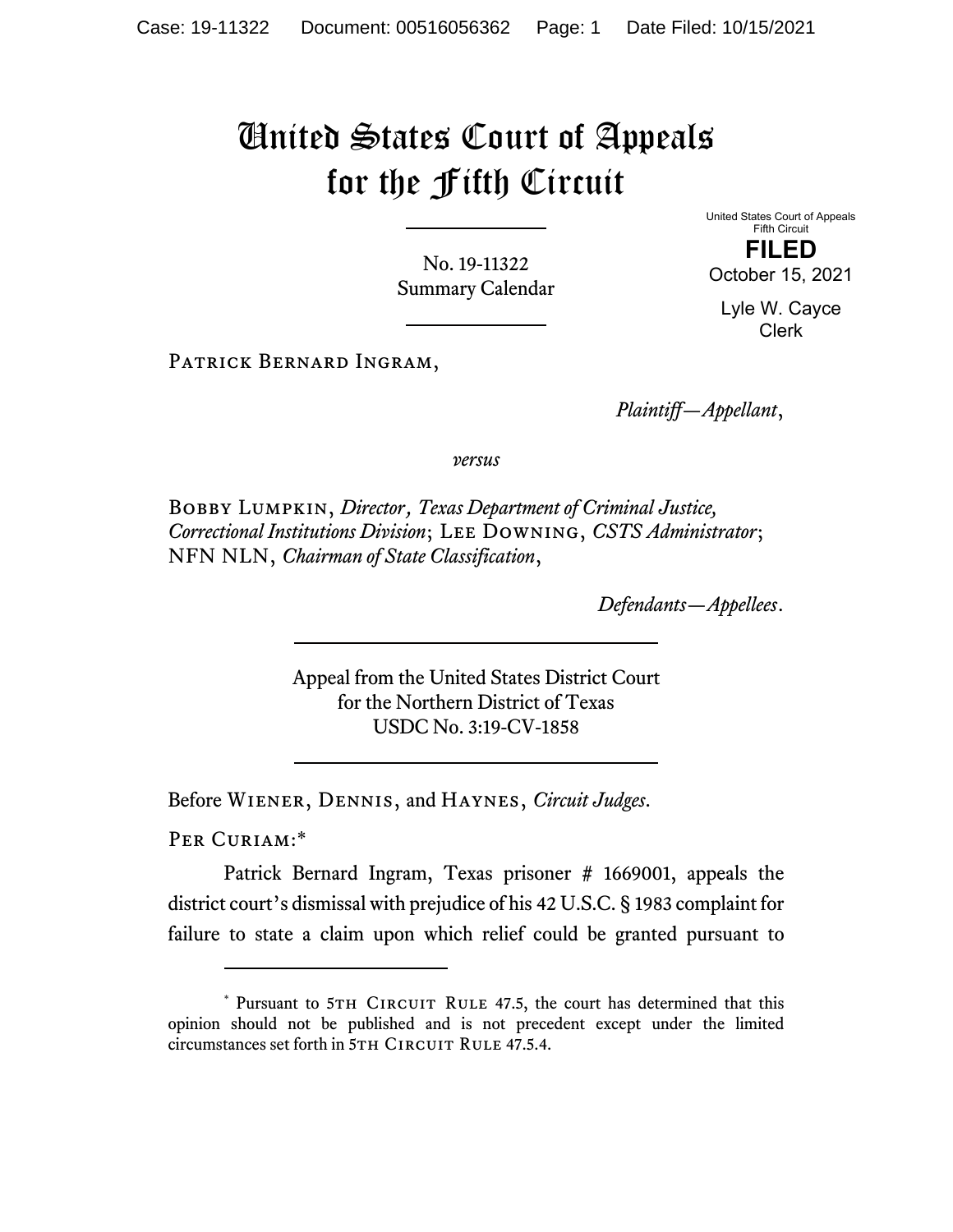# United States Court of Appeals for the Fifth Circuit

No. 19-11322
Summary Calendar

United States Court of Appeals
Fifth Circuit

**FILED**

October 15, 2021

Lyle W. Cayce
Clerk

PATRICK BERNARD INGRAM,

*Plaintiff—Appellant*,

*versus*

BOBBY LUMPKIN, *Director, Texas Department of Criminal Justice, Correctional Institutions Division*; LEE DOWNING, *CSTS Administrator*; NFN NLN, *Chairman of State Classification*,

*Defendants—Appellees*.

Appeal from the United States District Court
for the Northern District of Texas
USDC No. 3:19-CV-1858

Before WIENER, DENNIS, and HAYNES, *Circuit Judges*.

PER CURIAM:*

Patrick Bernard Ingram, Texas prisoner # 1669001, appeals the district court's dismissal with prejudice of his 42 U.S.C. § 1983 complaint for failure to state a claim upon which relief could be granted pursuant to

---

* Pursuant to 5TH CIRCUIT RULE 47.5, the court has determined that this opinion should not be published and is not precedent except under the limited circumstances set forth in 5TH CIRCUIT RULE 47.5.4.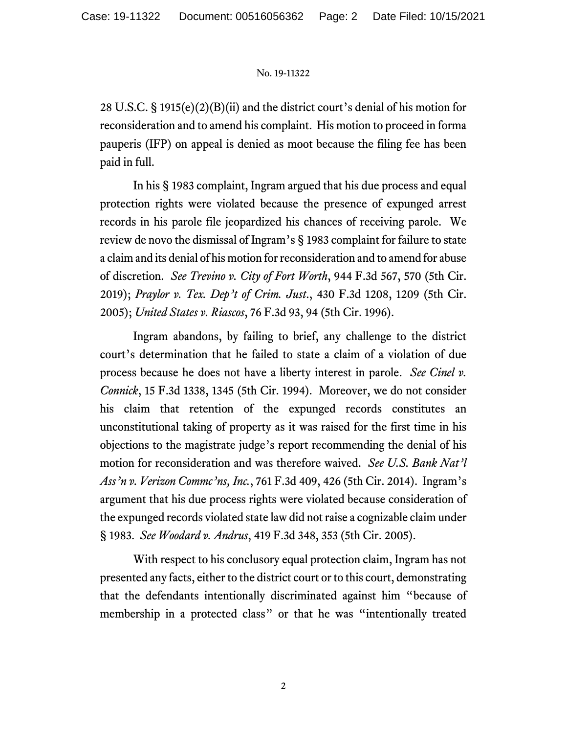28 U.S.C. § 1915(e)(2)(B)(ii) and the district court's denial of his motion for reconsideration and to amend his complaint. His motion to proceed in forma pauperis (IFP) on appeal is denied as moot because the filing fee has been paid in full.

In his § 1983 complaint, Ingram argued that his due process and equal protection rights were violated because the presence of expunged arrest records in his parole file jeopardized his chances of receiving parole. We review de novo the dismissal of Ingram's § 1983 complaint for failure to state a claim and its denial of his motion for reconsideration and to amend for abuse of discretion. *See Trevino v. City of Fort Worth*, 944 F.3d 567, 570 (5th Cir. 2019); *Praylor v. Tex. Dep't of Crim. Just.*, 430 F.3d 1208, 1209 (5th Cir. 2005); *United States v. Riascos*, 76 F.3d 93, 94 (5th Cir. 1996).

Ingram abandons, by failing to brief, any challenge to the district court's determination that he failed to state a claim of a violation of due process because he does not have a liberty interest in parole. *See Cinel v. Connick*, 15 F.3d 1338, 1345 (5th Cir. 1994). Moreover, we do not consider his claim that retention of the expunged records constitutes an unconstitutional taking of property as it was raised for the first time in his objections to the magistrate judge's report recommending the denial of his motion for reconsideration and was therefore waived. *See U.S. Bank Nat'l Ass'n v. Verizon Commc'ns, Inc.*, 761 F.3d 409, 426 (5th Cir. 2014). Ingram's argument that his due process rights were violated because consideration of the expunged records violated state law did not raise a cognizable claim under § 1983. *See Woodard v. Andrus*, 419 F.3d 348, 353 (5th Cir. 2005).

With respect to his conclusory equal protection claim, Ingram has not presented any facts, either to the district court or to this court, demonstrating that the defendants intentionally discriminated against him "because of membership in a protected class" or that he was "intentionally treated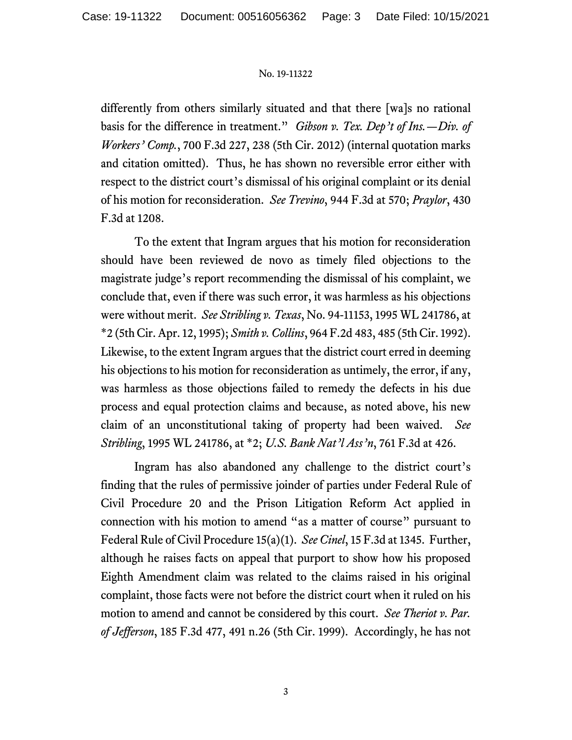differently from others similarly situated and that there [wa]s no rational basis for the difference in treatment." *Gibson v. Tex. Dep't of Ins.—Div. of Workers' Comp.*, 700 F.3d 227, 238 (5th Cir. 2012) (internal quotation marks and citation omitted). Thus, he has shown no reversible error either with respect to the district court's dismissal of his original complaint or its denial of his motion for reconsideration. *See Trevino*, 944 F.3d at 570; *Praylor*, 430 F.3d at 1208.

To the extent that Ingram argues that his motion for reconsideration should have been reviewed de novo as timely filed objections to the magistrate judge's report recommending the dismissal of his complaint, we conclude that, even if there was such error, it was harmless as his objections were without merit. *See Stribling v. Texas*, No. 94-11153, 1995 WL 241786, at *2 (5th Cir. Apr. 12, 1995); *Smith v. Collins*, 964 F.2d 483, 485 (5th Cir. 1992). Likewise, to the extent Ingram argues that the district court erred in deeming his objections to his motion for reconsideration as untimely, the error, if any, was harmless as those objections failed to remedy the defects in his due process and equal protection claims and because, as noted above, his new claim of an unconstitutional taking of property had been waived. *See Stribling*, 1995 WL 241786, at *2; *U.S. Bank Nat'l Ass'n*, 761 F.3d at 426.

Ingram has also abandoned any challenge to the district court's finding that the rules of permissive joinder of parties under Federal Rule of Civil Procedure 20 and the Prison Litigation Reform Act applied in connection with his motion to amend "as a matter of course" pursuant to Federal Rule of Civil Procedure 15(a)(1). *See Cinel*, 15 F.3d at 1345. Further, although he raises facts on appeal that purport to show how his proposed Eighth Amendment claim was related to the claims raised in his original complaint, those facts were not before the district court when it ruled on his motion to amend and cannot be considered by this court. *See Theriot v. Par. of Jefferson*, 185 F.3d 477, 491 n.26 (5th Cir. 1999). Accordingly, he has not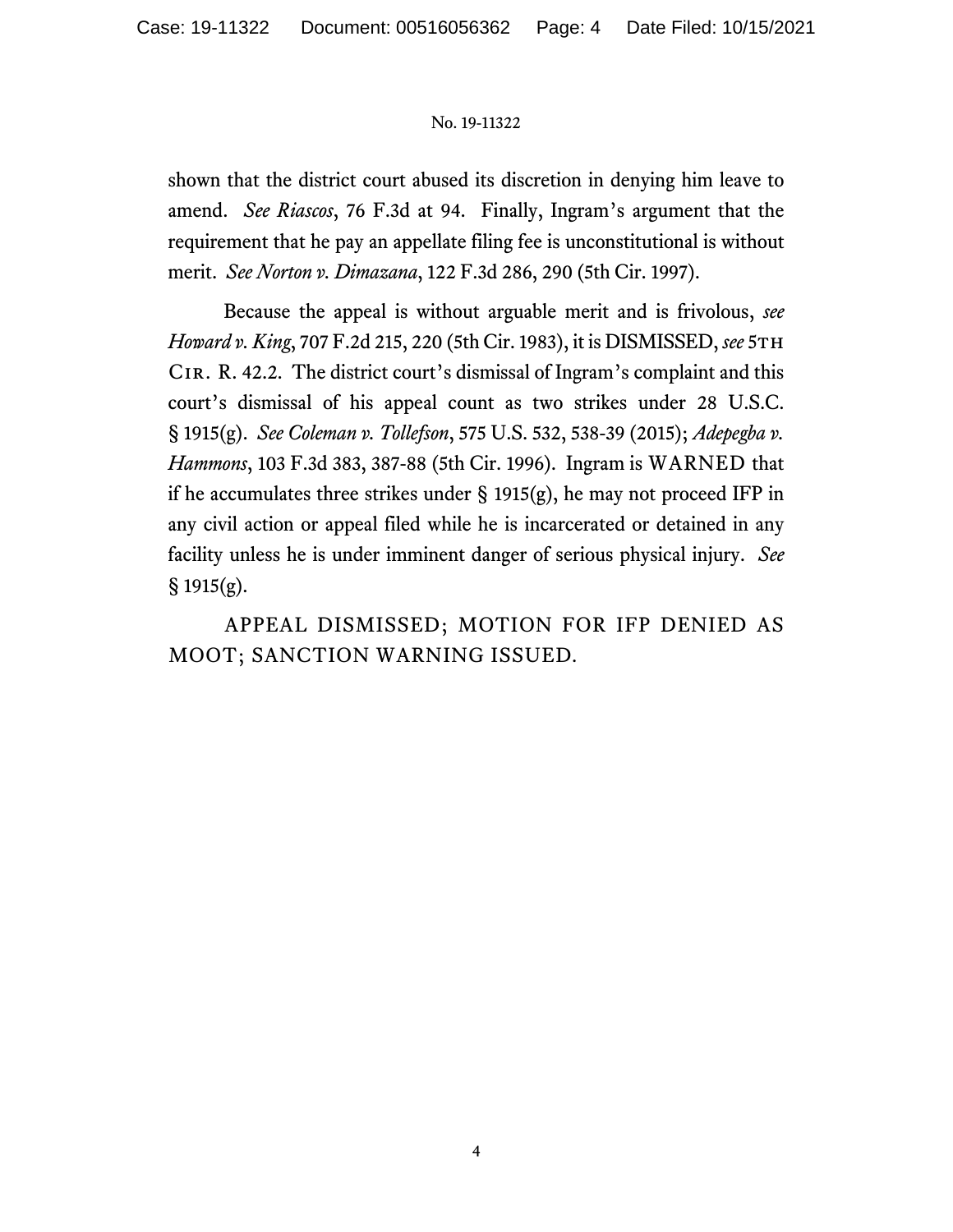shown that the district court abused its discretion in denying him leave to amend. *See Riascos*, 76 F.3d at 94. Finally, Ingram's argument that the requirement that he pay an appellate filing fee is unconstitutional is without merit. *See Norton v. Dimazana*, 122 F.3d 286, 290 (5th Cir. 1997).

Because the appeal is without arguable merit and is frivolous, *see Howard v. King*, 707 F.2d 215, 220 (5th Cir. 1983), it is DISMISSED, *see* 5TH CIR. R. 42.2. The district court's dismissal of Ingram's complaint and this court's dismissal of his appeal count as two strikes under 28 U.S.C. § 1915(g). *See Coleman v. Tollefson*, 575 U.S. 532, 538-39 (2015); *Adepegba v. Hammons*, 103 F.3d 383, 387-88 (5th Cir. 1996). Ingram is WARNED that if he accumulates three strikes under § 1915(g), he may not proceed IFP in any civil action or appeal filed while he is incarcerated or detained in any facility unless he is under imminent danger of serious physical injury. *See* § 1915(g).

APPEAL DISMISSED; MOTION FOR IFP DENIED AS MOOT; SANCTION WARNING ISSUED.